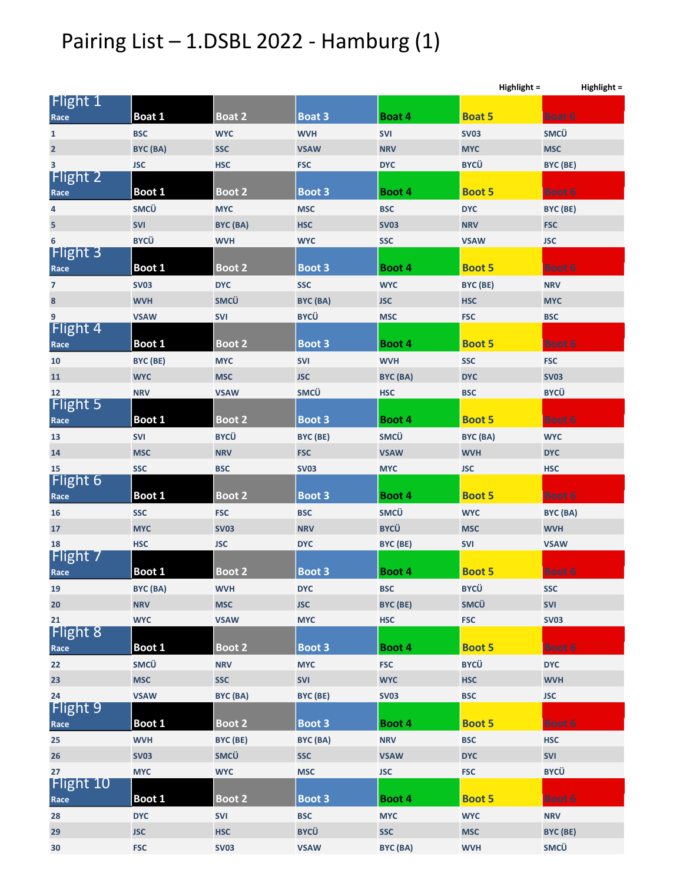# Pairing List – 1.DSBL 2022 - Hamburg (1)

Highlight = Highlight =

| Flight 1 Race | Boat 1 | Boat 2 | Boat 3 | Boat 4 | Boat 5 | Boat 6 |
|---|---|---|---|---|---|---|
| 1 | BSC | WYC | WVH | SVI | SV03 | SMCÜ |
| 2 | BYC (BA) | SSC | VSAW | NRV | MYC | MSC |
| 3 | JSC | HSC | FSC | DYC | BYCÜ | BYC (BE) |
| **Flight 2 Race** | **Boot 1** | **Boot 2** | **Boot 3** | **Boot 4** | **Boot 5** | **Boot 6** |
| 4 | SMCÜ | MYC | MSC | BSC | DYC | BYC (BE) |
| 5 | SVI | BYC (BA) | HSC | SV03 | NRV | FSC |
| 6 | BYCÜ | WVH | WYC | SSC | VSAW | JSC |
| **Flight 3 Race** | **Boot 1** | **Boot 2** | **Boot 3** | **Boot 4** | **Boot 5** | **Boot 6** |
| 7 | SV03 | DYC | SSC | WYC | BYC (BE) | NRV |
| 8 | WVH | SMCÜ | BYC (BA) | JSC | HSC | MYC |
| 9 | VSAW | SVI | BYCÜ | MSC | FSC | BSC |
| **Flight 4 Race** | **Boot 1** | **Boot 2** | **Boot 3** | **Boot 4** | **Boot 5** | **Boot 6** |
| 10 | BYC (BE) | MYC | SVI | WVH | SSC | FSC |
| 11 | WYC | MSC | JSC | BYC (BA) | DYC | SV03 |
| 12 | NRV | VSAW | SMCÜ | HSC | BSC | BYCÜ |
| **Flight 5 Race** | **Boot 1** | **Boot 2** | **Boot 3** | **Boot 4** | **Boot 5** | **Boot 6** |
| 13 | SVI | BYCÜ | BYC (BE) | SMCÜ | BYC (BA) | WYC |
| 14 | MSC | NRV | FSC | VSAW | WVH | DYC |
| 15 | SSC | BSC | SV03 | MYC | JSC | HSC |
| **Flight 6 Race** | **Boot 1** | **Boot 2** | **Boot 3** | **Boot 4** | **Boot 5** | **Boot 6** |
| 16 | SSC | FSC | BSC | SMCÜ | WYC | BYC (BA) |
| 17 | MYC | SV03 | NRV | BYCÜ | MSC | WVH |
| 18 | HSC | JSC | DYC | BYC (BE) | SVI | VSAW |
| **Flight 7 Race** | **Boot 1** | **Boot 2** | **Boot 3** | **Boot 4** | **Boot 5** | **Boot 6** |
| 19 | BYC (BA) | WVH | DYC | BSC | BYCÜ | SSC |
| 20 | NRV | MSC | JSC | BYC (BE) | SMCÜ | SVI |
| 21 | WYC | VSAW | MYC | HSC | FSC | SV03 |
| **Flight 8 Race** | **Boot 1** | **Boot 2** | **Boot 3** | **Boot 4** | **Boot 5** | **Boot 6** |
| 22 | SMCÜ | NRV | MYC | FSC | BYCÜ | DYC |
| 23 | MSC | SSC | SVI | WYC | HSC | WVH |
| 24 | VSAW | BYC (BA) | BYC (BE) | SV03 | BSC | JSC |
| **Flight 9 Race** | **Boot 1** | **Boot 2** | **Boot 3** | **Boot 4** | **Boot 5** | **Boot 6** |
| 25 | WVH | BYC (BE) | BYC (BA) | NRV | BSC | HSC |
| 26 | SV03 | SMCÜ | SSC | VSAW | DYC | SVI |
| 27 | MYC | WYC | MSC | JSC | FSC | BYCÜ |
| **Flight 10 Race** | **Boot 1** | **Boot 2** | **Boot 3** | **Boot 4** | **Boot 5** | **Boot 6** |
| 28 | DYC | SVI | BSC | MYC | WYC | NRV |
| 29 | JSC | HSC | BYCÜ | SSC | MSC | BYC (BE) |
| 30 | FSC | SV03 | VSAW | BYC (BA) | WVH | SMCÜ |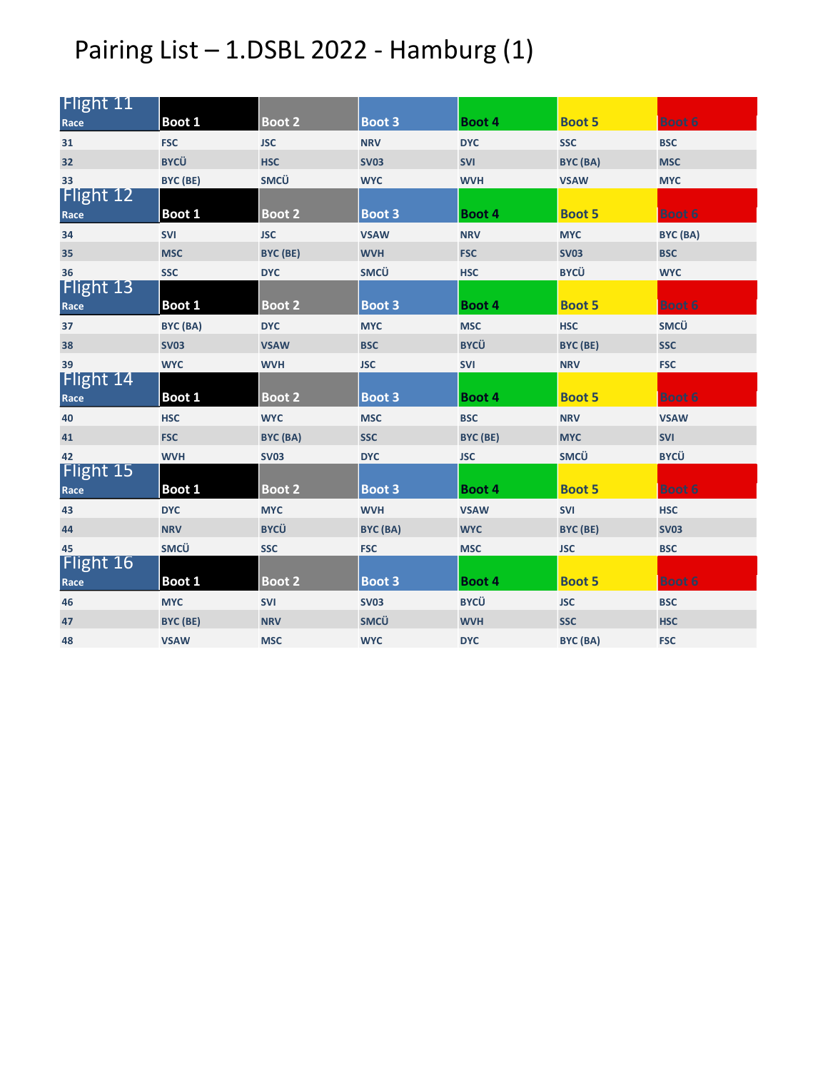# Pairing List – 1.DSBL 2022 - Hamburg (1)

| Flight 11 Race | Boot 1 | Boot 2 | Boot 3 | Boot 4 | Boot 5 | Boot 6 |
|---|---|---|---|---|---|---|
| 31 | FSC | JSC | NRV | DYC | SSC | BSC |
| 32 | BYCÜ | HSC | SV03 | SVI | BYC (BA) | MSC |
| 33 | BYC (BE) | SMCÜ | WYC | WVH | VSAW | MYC |

| Flight 12 Race | Boot 1 | Boot 2 | Boot 3 | Boot 4 | Boot 5 | Boot 6 |
|---|---|---|---|---|---|---|
| 34 | SVI | JSC | VSAW | NRV | MYC | BYC (BA) |
| 35 | MSC | BYC (BE) | WVH | FSC | SV03 | BSC |
| 36 | SSC | DYC | SMCÜ | HSC | BYCÜ | WYC |

| Flight 13 Race | Boot 1 | Boot 2 | Boot 3 | Boot 4 | Boot 5 | Boot 6 |
|---|---|---|---|---|---|---|
| 37 | BYC (BA) | DYC | MYC | MSC | HSC | SMCÜ |
| 38 | SV03 | VSAW | BSC | BYCÜ | BYC (BE) | SSC |
| 39 | WYC | WVH | JSC | SVI | NRV | FSC |

| Flight 14 Race | Boot 1 | Boot 2 | Boot 3 | Boot 4 | Boot 5 | Boot 6 |
|---|---|---|---|---|---|---|
| 40 | HSC | WYC | MSC | BSC | NRV | VSAW |
| 41 | FSC | BYC (BA) | SSC | BYC (BE) | MYC | SVI |
| 42 | WVH | SV03 | DYC | JSC | SMCÜ | BYCÜ |

| Flight 15 Race | Boot 1 | Boot 2 | Boot 3 | Boot 4 | Boot 5 | Boot 6 |
|---|---|---|---|---|---|---|
| 43 | DYC | MYC | WVH | VSAW | SVI | HSC |
| 44 | NRV | BYCÜ | BYC (BA) | WYC | BYC (BE) | SV03 |
| 45 | SMCÜ | SSC | FSC | MSC | JSC | BSC |

| Flight 16 Race | Boot 1 | Boot 2 | Boot 3 | Boot 4 | Boot 5 | Boot 6 |
|---|---|---|---|---|---|---|
| 46 | MYC | SVI | SV03 | BYCÜ | JSC | BSC |
| 47 | BYC (BE) | NRV | SMCÜ | WVH | SSC | HSC |
| 48 | VSAW | MSC | WYC | DYC | BYC (BA) | FSC |